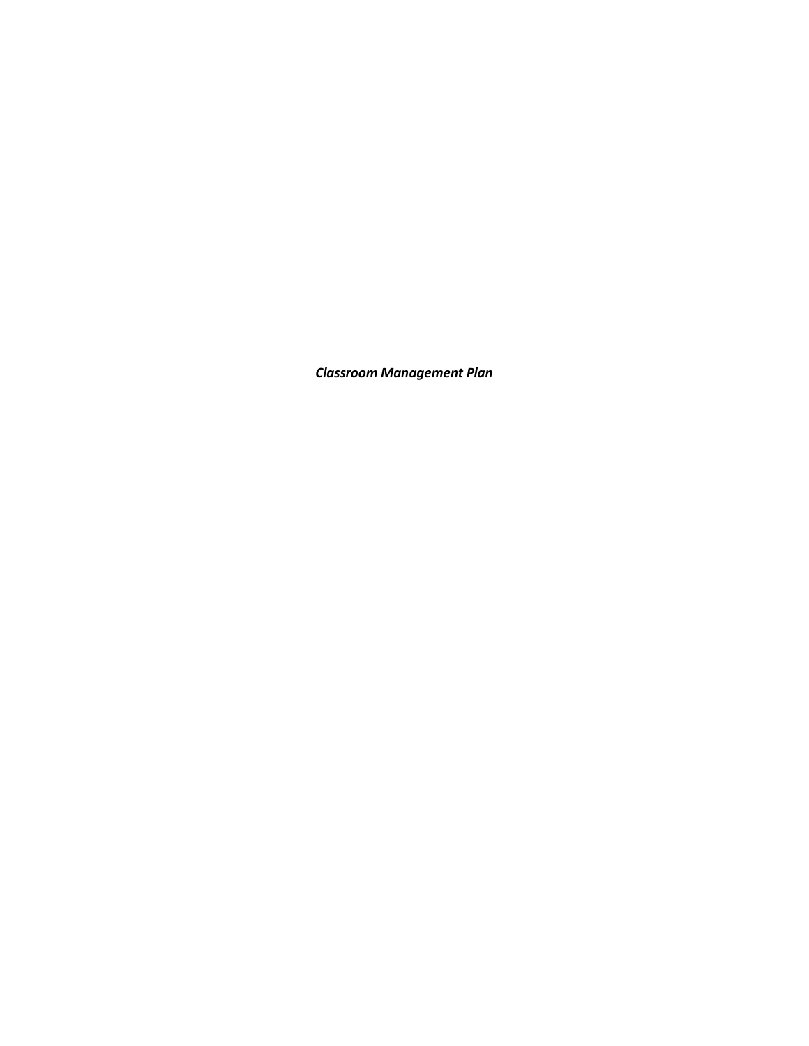***Classroom Management Plan***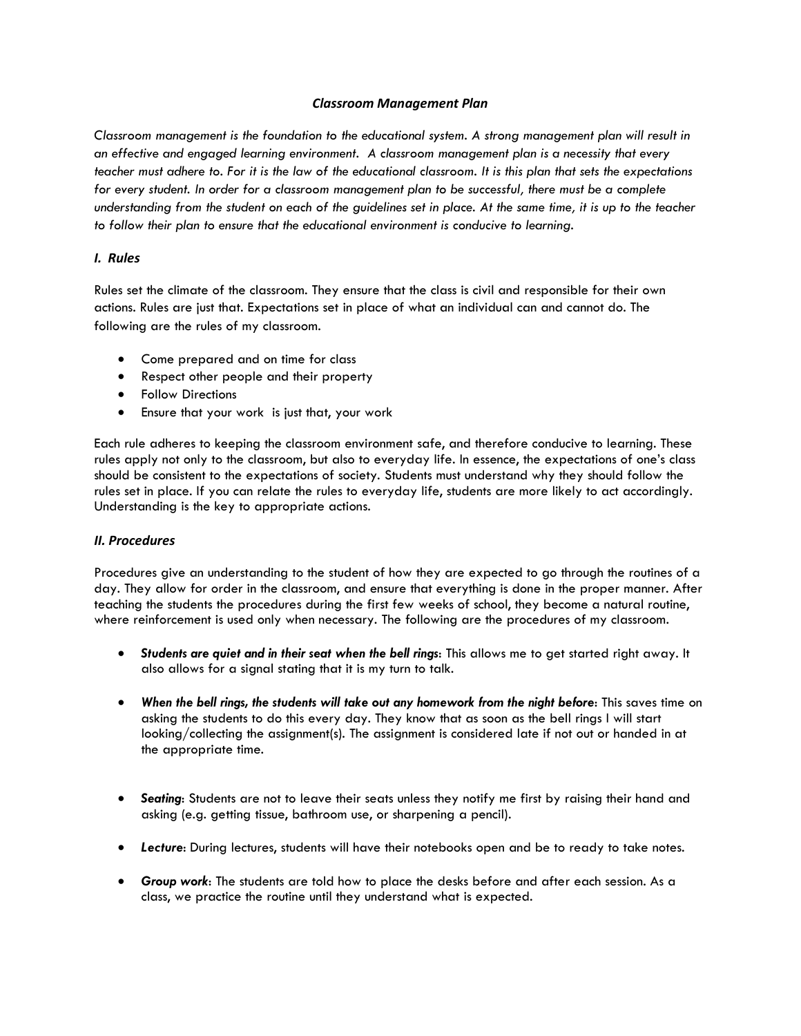# *Classroom Management Plan*

*Classroom management is the foundation to the educational system. A strong management plan will result in an effective and engaged learning environment. A classroom management plan is a necessity that every teacher must adhere to. For it is the law of the educational classroom. It is this plan that sets the expectations for every student. In order for a classroom management plan to be successful, there must be a complete understanding from the student on each of the guidelines set in place. At the same time, it is up to the teacher to follow their plan to ensure that the educational environment is conducive to learning.*

## *I. Rules*

Rules set the climate of the classroom. They ensure that the class is civil and responsible for their own actions. Rules are just that. Expectations set in place of what an individual can and cannot do. The following are the rules of my classroom.

- Come prepared and on time for class
- Respect other people and their property
- Follow Directions
- Ensure that your work is just that, your work

Each rule adheres to keeping the classroom environment safe, and therefore conducive to learning. These rules apply not only to the classroom, but also to everyday life. In essence, the expectations of one's class should be consistent to the expectations of society. Students must understand why they should follow the rules set in place. If you can relate the rules to everyday life, students are more likely to act accordingly. Understanding is the key to appropriate actions.

## *II. Procedures*

Procedures give an understanding to the student of how they are expected to go through the routines of a day. They allow for order in the classroom, and ensure that everything is done in the proper manner. After teaching the students the procedures during the first few weeks of school, they become a natural routine, where reinforcement is used only when necessary. The following are the procedures of my classroom.

- ***Students are quiet and in their seat when the bell rings***: This allows me to get started right away. It also allows for a signal stating that it is my turn to talk.
- ***When the bell rings, the students will take out any homework from the night before***: This saves time on asking the students to do this every day. They know that as soon as the bell rings I will start looking/collecting the assignment(s). The assignment is considered late if not out or handed in at the appropriate time.
- ***Seating***: Students are not to leave their seats unless they notify me first by raising their hand and asking (e.g. getting tissue, bathroom use, or sharpening a pencil).
- ***Lecture***: During lectures, students will have their notebooks open and be to ready to take notes.
- ***Group work***: The students are told how to place the desks before and after each session. As a class, we practice the routine until they understand what is expected.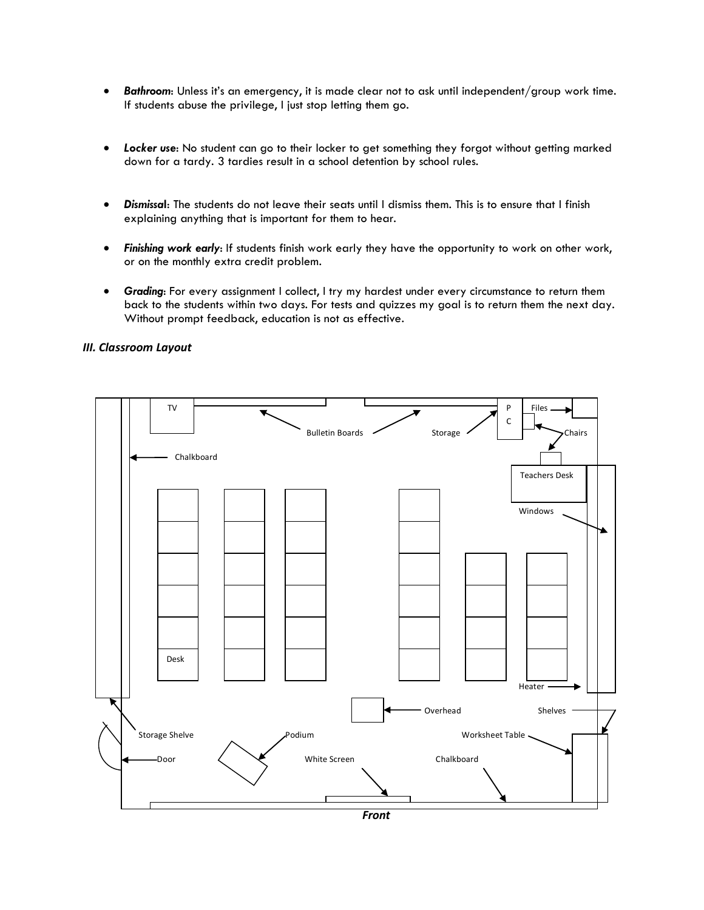- ***Bathroom***: Unless it's an emergency, it is made clear not to ask until independent/group work time. If students abuse the privilege, I just stop letting them go.

- ***Locker use***: No student can go to their locker to get something they forgot without getting marked down for a tardy. 3 tardies result in a school detention by school rules.

- ***Dismissal***: The students do not leave their seats until I dismiss them. This is to ensure that I finish explaining anything that is important for them to hear.

- ***Finishing work early***: If students finish work early they have the opportunity to work on other work, or on the monthly extra credit problem.

- ***Grading***: For every assignment I collect, I try my hardest under every circumstance to return them back to the students within two days. For tests and quizzes my goal is to return them the next day. Without prompt feedback, education is not as effective.

### *III. Classroom Layout*

TV

Bulletin Boards

Storage

PC

Files

Chairs

Chalkboard

Teachers Desk

Windows

Desk

Heater

Overhead

Shelves

Storage Shelve

Podium

Worksheet Table

Door

White Screen

Chalkboard

***Front***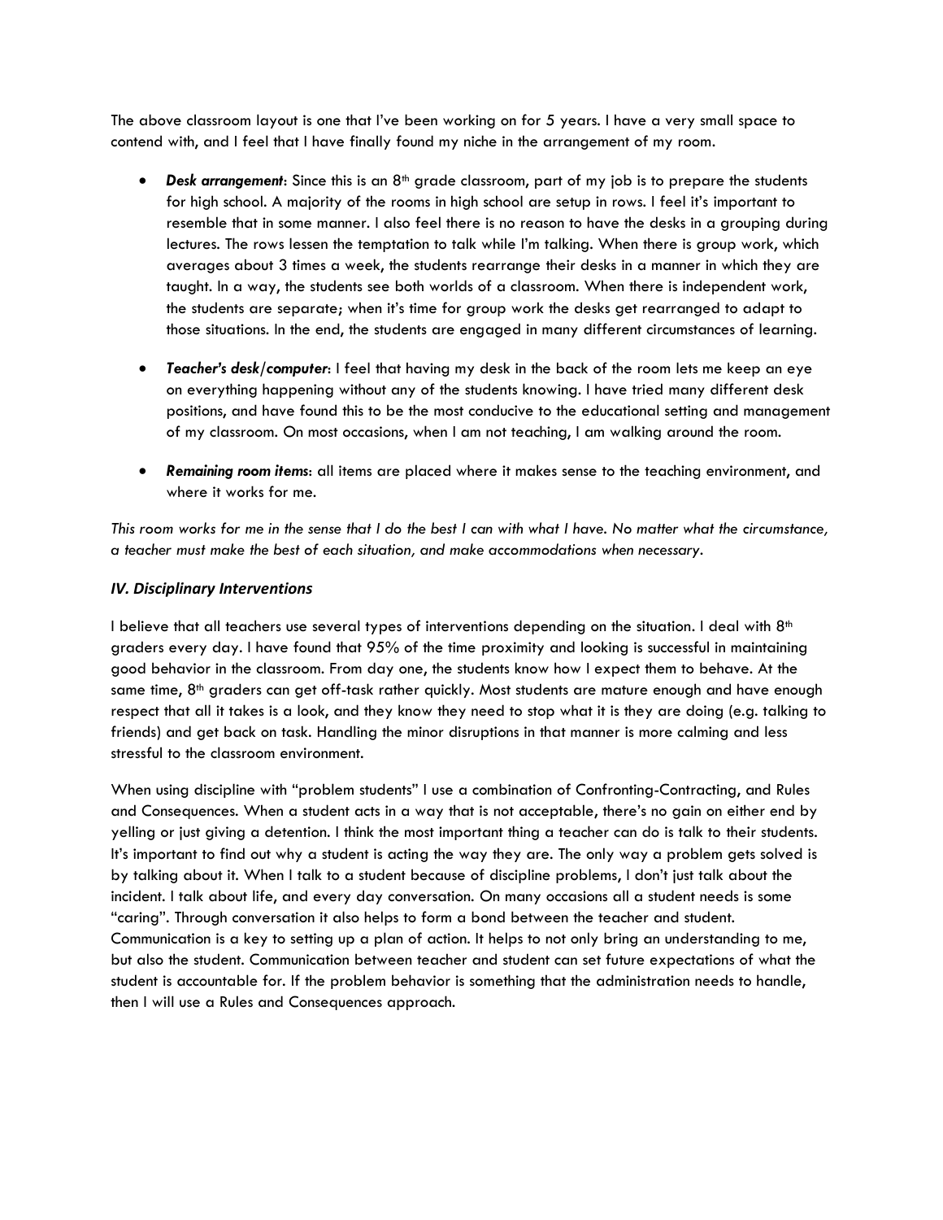The above classroom layout is one that I've been working on for 5 years. I have a very small space to contend with, and I feel that I have finally found my niche in the arrangement of my room.

- ***Desk arrangement***: Since this is an 8th grade classroom, part of my job is to prepare the students for high school. A majority of the rooms in high school are setup in rows. I feel it's important to resemble that in some manner. I also feel there is no reason to have the desks in a grouping during lectures. The rows lessen the temptation to talk while I'm talking. When there is group work, which averages about 3 times a week, the students rearrange their desks in a manner in which they are taught. In a way, the students see both worlds of a classroom. When there is independent work, the students are separate; when it's time for group work the desks get rearranged to adapt to those situations. In the end, the students are engaged in many different circumstances of learning.

- ***Teacher's desk/computer***: I feel that having my desk in the back of the room lets me keep an eye on everything happening without any of the students knowing. I have tried many different desk positions, and have found this to be the most conducive to the educational setting and management of my classroom. On most occasions, when I am not teaching, I am walking around the room.

- ***Remaining room items***: all items are placed where it makes sense to the teaching environment, and where it works for me.

*This room works for me in the sense that I do the best I can with what I have. No matter what the circumstance, a teacher must make the best of each situation, and make accommodations when necessary.*

## *IV. Disciplinary Interventions*

I believe that all teachers use several types of interventions depending on the situation. I deal with 8th graders every day. I have found that 95% of the time proximity and looking is successful in maintaining good behavior in the classroom. From day one, the students know how I expect them to behave. At the same time, 8th graders can get off-task rather quickly. Most students are mature enough and have enough respect that all it takes is a look, and they know they need to stop what it is they are doing (e.g. talking to friends) and get back on task. Handling the minor disruptions in that manner is more calming and less stressful to the classroom environment.

When using discipline with "problem students" I use a combination of Confronting-Contracting, and Rules and Consequences. When a student acts in a way that is not acceptable, there's no gain on either end by yelling or just giving a detention. I think the most important thing a teacher can do is talk to their students. It's important to find out why a student is acting the way they are. The only way a problem gets solved is by talking about it. When I talk to a student because of discipline problems, I don't just talk about the incident. I talk about life, and every day conversation. On many occasions all a student needs is some "caring". Through conversation it also helps to form a bond between the teacher and student. Communication is a key to setting up a plan of action. It helps to not only bring an understanding to me, but also the student. Communication between teacher and student can set future expectations of what the student is accountable for. If the problem behavior is something that the administration needs to handle, then I will use a Rules and Consequences approach.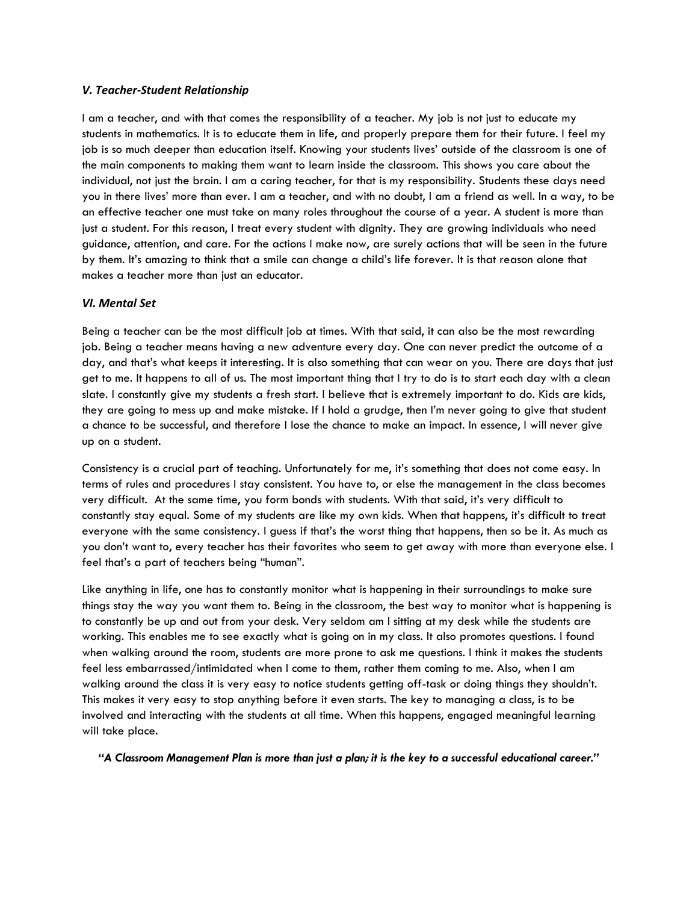### *V. Teacher-Student Relationship*

I am a teacher, and with that comes the responsibility of a teacher. My job is not just to educate my students in mathematics. It is to educate them in life, and properly prepare them for their future. I feel my job is so much deeper than education itself. Knowing your students lives' outside of the classroom is one of the main components to making them want to learn inside the classroom. This shows you care about the individual, not just the brain. I am a caring teacher, for that is my responsibility. Students these days need you in there lives' more than ever. I am a teacher, and with no doubt, I am a friend as well. In a way, to be an effective teacher one must take on many roles throughout the course of a year. A student is more than just a student. For this reason, I treat every student with dignity. They are growing individuals who need guidance, attention, and care. For the actions I make now, are surely actions that will be seen in the future by them. It's amazing to think that a smile can change a child's life forever. It is that reason alone that makes a teacher more than just an educator.

### *VI. Mental Set*

Being a teacher can be the most difficult job at times. With that said, it can also be the most rewarding job. Being a teacher means having a new adventure every day. One can never predict the outcome of a day, and that's what keeps it interesting. It is also something that can wear on you. There are days that just get to me. It happens to all of us. The most important thing that I try to do is to start each day with a clean slate. I constantly give my students a fresh start. I believe that is extremely important to do. Kids are kids, they are going to mess up and make mistake. If I hold a grudge, then I'm never going to give that student a chance to be successful, and therefore I lose the chance to make an impact. In essence, I will never give up on a student.

Consistency is a crucial part of teaching. Unfortunately for me, it's something that does not come easy. In terms of rules and procedures I stay consistent. You have to, or else the management in the class becomes very difficult. At the same time, you form bonds with students. With that said, it's very difficult to constantly stay equal. Some of my students are like my own kids. When that happens, it's difficult to treat everyone with the same consistency. I guess if that's the worst thing that happens, then so be it. As much as you don't want to, every teacher has their favorites who seem to get away with more than everyone else. I feel that's a part of teachers being "human".

Like anything in life, one has to constantly monitor what is happening in their surroundings to make sure things stay the way you want them to. Being in the classroom, the best way to monitor what is happening is to constantly be up and out from your desk. Very seldom am I sitting at my desk while the students are working. This enables me to see exactly what is going on in my class. It also promotes questions. I found when walking around the room, students are more prone to ask me questions. I think it makes the students feel less embarrassed/intimidated when I come to them, rather them coming to me. Also, when I am walking around the class it is very easy to notice students getting off-task or doing things they shouldn't. This makes it very easy to stop anything before it even starts. The key to managing a class, is to be involved and interacting with the students at all time. When this happens, engaged meaningful learning will take place.

***"A Classroom Management Plan is more than just a plan; it is the key to a successful educational career."***